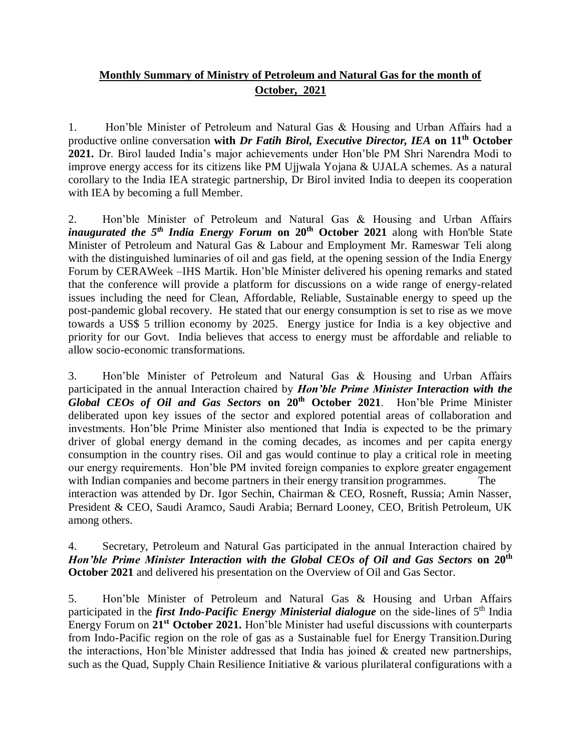# **Monthly Summary of Ministry of Petroleum and Natural Gas for the month of October, 2021**

1. Hon'ble Minister of Petroleum and Natural Gas & Housing and Urban Affairs had a productive online conversation **with *Dr Fatih Birol, Executive Director, IEA* on 11th October 2021.** Dr. Birol lauded India's major achievements under Hon'ble PM Shri Narendra Modi to improve energy access for its citizens like PM Ujjwala Yojana & UJALA schemes. As a natural corollary to the India IEA strategic partnership, Dr Birol invited India to deepen its cooperation with IEA by becoming a full Member.

2. Hon'ble Minister of Petroleum and Natural Gas & Housing and Urban Affairs ***inaugurated the 5th India Energy Forum*** **on 20th October 2021** along with Hon'ble State Minister of Petroleum and Natural Gas & Labour and Employment Mr. Rameswar Teli along with the distinguished luminaries of oil and gas field, at the opening session of the India Energy Forum by CERAWeek –IHS Martik. Hon'ble Minister delivered his opening remarks and stated that the conference will provide a platform for discussions on a wide range of energy-related issues including the need for Clean, Affordable, Reliable, Sustainable energy to speed up the post-pandemic global recovery. He stated that our energy consumption is set to rise as we move towards a US$ 5 trillion economy by 2025. Energy justice for India is a key objective and priority for our Govt. India believes that access to energy must be affordable and reliable to allow socio-economic transformations.

3. Hon'ble Minister of Petroleum and Natural Gas & Housing and Urban Affairs participated in the annual Interaction chaired by ***Hon'ble Prime Minister Interaction with the Global CEOs of Oil and Gas Sectors*** **on 20th October 2021**. Hon'ble Prime Minister deliberated upon key issues of the sector and explored potential areas of collaboration and investments. Hon'ble Prime Minister also mentioned that India is expected to be the primary driver of global energy demand in the coming decades, as incomes and per capita energy consumption in the country rises. Oil and gas would continue to play a critical role in meeting our energy requirements. Hon'ble PM invited foreign companies to explore greater engagement with Indian companies and become partners in their energy transition programmes. The interaction was attended by Dr. Igor Sechin, Chairman & CEO, Rosneft, Russia; Amin Nasser, President & CEO, Saudi Aramco, Saudi Arabia; Bernard Looney, CEO, British Petroleum, UK among others.

4. Secretary, Petroleum and Natural Gas participated in the annual Interaction chaired by ***Hon'ble Prime Minister Interaction with the Global CEOs of Oil and Gas Sectors*** **on 20th October 2021** and delivered his presentation on the Overview of Oil and Gas Sector.

5. Hon'ble Minister of Petroleum and Natural Gas & Housing and Urban Affairs participated in the ***first Indo-Pacific Energy Ministerial dialogue*** on the side-lines of 5th India Energy Forum on **21st October 2021.** Hon'ble Minister had useful discussions with counterparts from Indo-Pacific region on the role of gas as a Sustainable fuel for Energy Transition.During the interactions, Hon'ble Minister addressed that India has joined & created new partnerships, such as the Quad, Supply Chain Resilience Initiative & various plurilateral configurations with a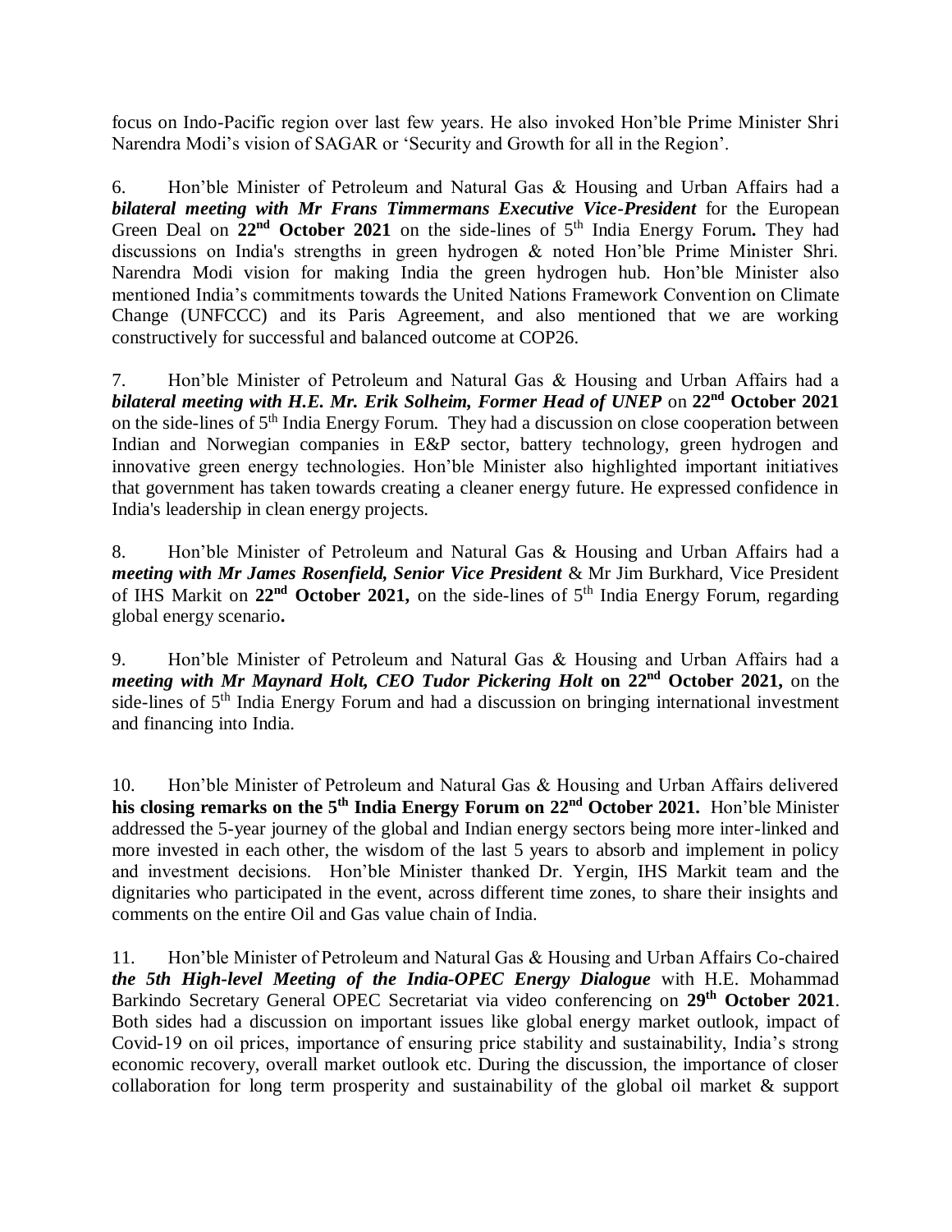focus on Indo-Pacific region over last few years. He also invoked Hon'ble Prime Minister Shri Narendra Modi's vision of SAGAR or 'Security and Growth for all in the Region'.

6. Hon'ble Minister of Petroleum and Natural Gas & Housing and Urban Affairs had a ***bilateral meeting with Mr Frans Timmermans Executive Vice-President*** for the European Green Deal on **22nd October 2021** on the side-lines of 5th India Energy Forum**.** They had discussions on India's strengths in green hydrogen & noted Hon'ble Prime Minister Shri. Narendra Modi vision for making India the green hydrogen hub. Hon'ble Minister also mentioned India's commitments towards the United Nations Framework Convention on Climate Change (UNFCCC) and its Paris Agreement, and also mentioned that we are working constructively for successful and balanced outcome at COP26.

7. Hon'ble Minister of Petroleum and Natural Gas & Housing and Urban Affairs had a ***bilateral meeting with H.E. Mr. Erik Solheim, Former Head of UNEP*** on **22nd October 2021** on the side-lines of 5th India Energy Forum. They had a discussion on close cooperation between Indian and Norwegian companies in E&P sector, battery technology, green hydrogen and innovative green energy technologies. Hon'ble Minister also highlighted important initiatives that government has taken towards creating a cleaner energy future. He expressed confidence in India's leadership in clean energy projects.

8. Hon'ble Minister of Petroleum and Natural Gas & Housing and Urban Affairs had a ***meeting with Mr James Rosenfield, Senior Vice President*** & Mr Jim Burkhard, Vice President of IHS Markit on **22nd October 2021,** on the side-lines of 5th India Energy Forum, regarding global energy scenario**.**

9. Hon'ble Minister of Petroleum and Natural Gas & Housing and Urban Affairs had a ***meeting with Mr Maynard Holt, CEO Tudor Pickering Holt*** **on 22nd October 2021,** on the side-lines of 5th India Energy Forum and had a discussion on bringing international investment and financing into India.

10. Hon'ble Minister of Petroleum and Natural Gas & Housing and Urban Affairs delivered **his closing remarks on the 5th India Energy Forum on 22nd October 2021.** Hon'ble Minister addressed the 5-year journey of the global and Indian energy sectors being more inter-linked and more invested in each other, the wisdom of the last 5 years to absorb and implement in policy and investment decisions. Hon'ble Minister thanked Dr. Yergin, IHS Markit team and the dignitaries who participated in the event, across different time zones, to share their insights and comments on the entire Oil and Gas value chain of India.

11. Hon'ble Minister of Petroleum and Natural Gas & Housing and Urban Affairs Co-chaired ***the 5th High-level Meeting of the India-OPEC Energy Dialogue*** with H.E. Mohammad Barkindo Secretary General OPEC Secretariat via video conferencing on **29th October 2021**. Both sides had a discussion on important issues like global energy market outlook, impact of Covid-19 on oil prices, importance of ensuring price stability and sustainability, India's strong economic recovery, overall market outlook etc. During the discussion, the importance of closer collaboration for long term prosperity and sustainability of the global oil market & support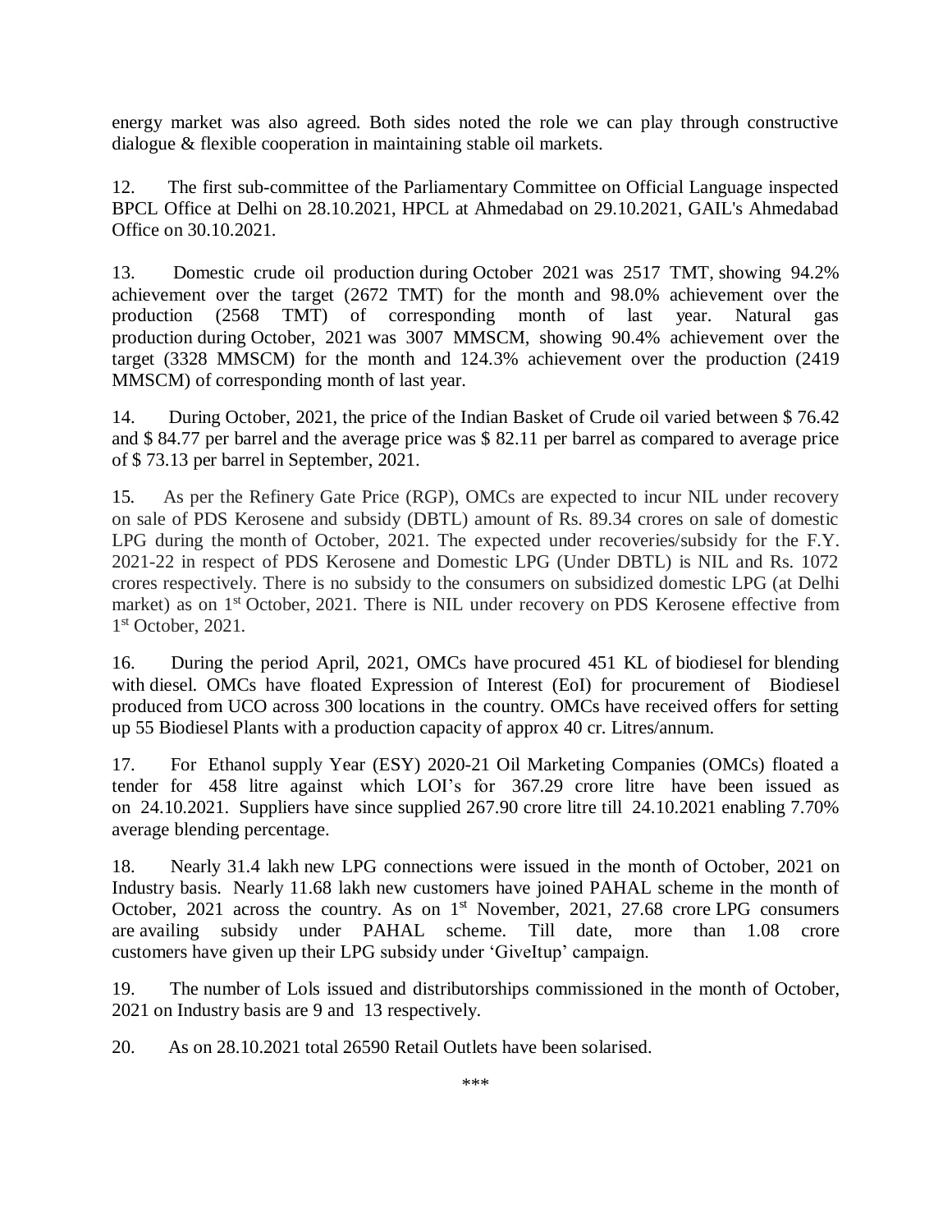energy market was also agreed. Both sides noted the role we can play through constructive dialogue & flexible cooperation in maintaining stable oil markets.

12. The first sub-committee of the Parliamentary Committee on Official Language inspected BPCL Office at Delhi on 28.10.2021, HPCL at Ahmedabad on 29.10.2021, GAIL's Ahmedabad Office on 30.10.2021.

13. Domestic crude oil production during October 2021 was 2517 TMT, showing 94.2% achievement over the target (2672 TMT) for the month and 98.0% achievement over the production (2568 TMT) of corresponding month of last year. Natural gas production during October, 2021 was 3007 MMSCM, showing 90.4% achievement over the target (3328 MMSCM) for the month and 124.3% achievement over the production (2419 MMSCM) of corresponding month of last year.

14. During October, 2021, the price of the Indian Basket of Crude oil varied between $ 76.42 and $ 84.77 per barrel and the average price was $ 82.11 per barrel as compared to average price of $ 73.13 per barrel in September, 2021.

15. As per the Refinery Gate Price (RGP), OMCs are expected to incur NIL under recovery on sale of PDS Kerosene and subsidy (DBTL) amount of Rs. 89.34 crores on sale of domestic LPG during the month of October, 2021. The expected under recoveries/subsidy for the F.Y. 2021-22 in respect of PDS Kerosene and Domestic LPG (Under DBTL) is NIL and Rs. 1072 crores respectively. There is no subsidy to the consumers on subsidized domestic LPG (at Delhi market) as on 1st October, 2021. There is NIL under recovery on PDS Kerosene effective from 1st October, 2021.

16. During the period April, 2021, OMCs have procured 451 KL of biodiesel for blending with diesel. OMCs have floated Expression of Interest (EoI) for procurement of Biodiesel produced from UCO across 300 locations in the country. OMCs have received offers for setting up 55 Biodiesel Plants with a production capacity of approx 40 cr. Litres/annum.

17. For Ethanol supply Year (ESY) 2020-21 Oil Marketing Companies (OMCs) floated a tender for 458 litre against which LOI's for 367.29 crore litre have been issued as on 24.10.2021. Suppliers have since supplied 267.90 crore litre till 24.10.2021 enabling 7.70% average blending percentage.

18. Nearly 31.4 lakh new LPG connections were issued in the month of October, 2021 on Industry basis. Nearly 11.68 lakh new customers have joined PAHAL scheme in the month of October, 2021 across the country. As on 1st November, 2021, 27.68 crore LPG consumers are availing subsidy under PAHAL scheme. Till date, more than 1.08 crore customers have given up their LPG subsidy under 'GiveItup' campaign.

19. The number of LoIs issued and distributorships commissioned in the month of October, 2021 on Industry basis are 9 and 13 respectively.

20. As on 28.10.2021 total 26590 Retail Outlets have been solarised.

\*\*\*